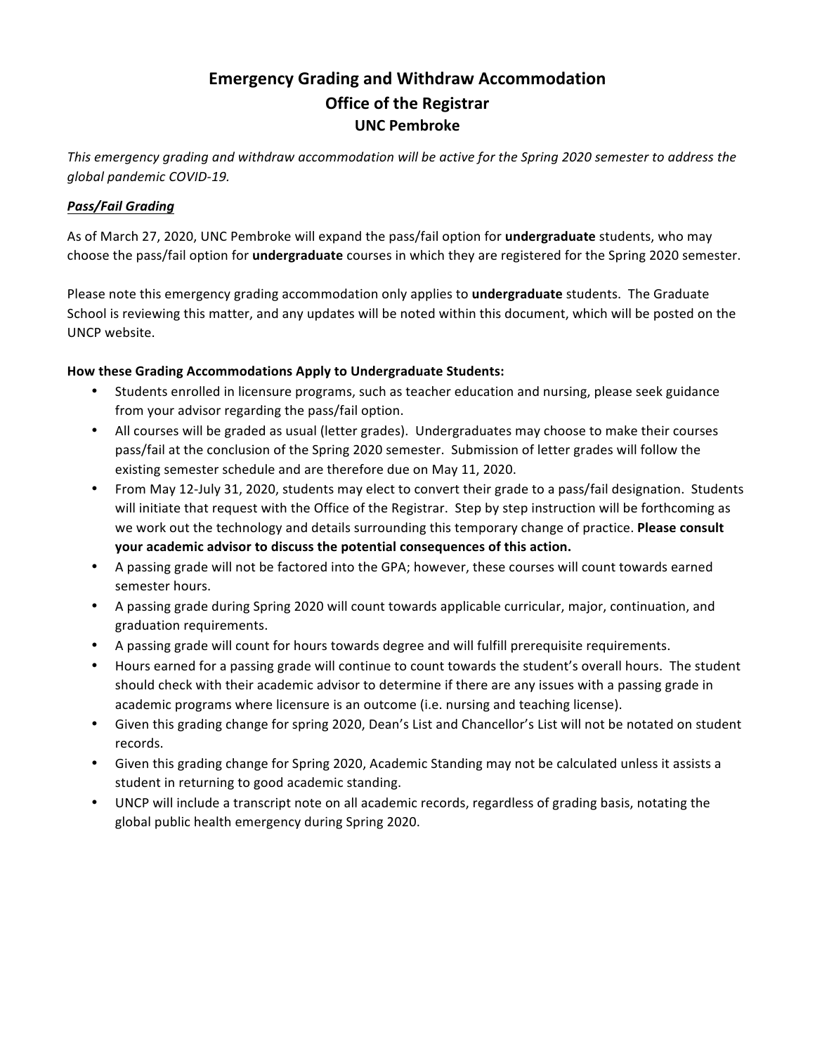# Emergency Grading and Withdraw Accommodation
## Office of the Registrar
### UNC Pembroke

*This emergency grading and withdraw accommodation will be active for the Spring 2020 semester to address the global pandemic COVID-19.*

***Pass/Fail Grading***

As of March 27, 2020, UNC Pembroke will expand the pass/fail option for **undergraduate** students, who may choose the pass/fail option for **undergraduate** courses in which they are registered for the Spring 2020 semester.

Please note this emergency grading accommodation only applies to **undergraduate** students. The Graduate School is reviewing this matter, and any updates will be noted within this document, which will be posted on the UNCP website.

**How these Grading Accommodations Apply to Undergraduate Students:**

- Students enrolled in licensure programs, such as teacher education and nursing, please seek guidance from your advisor regarding the pass/fail option.
- All courses will be graded as usual (letter grades). Undergraduates may choose to make their courses pass/fail at the conclusion of the Spring 2020 semester. Submission of letter grades will follow the existing semester schedule and are therefore due on May 11, 2020.
- From May 12-July 31, 2020, students may elect to convert their grade to a pass/fail designation. Students will initiate that request with the Office of the Registrar. Step by step instruction will be forthcoming as we work out the technology and details surrounding this temporary change of practice. **Please consult your academic advisor to discuss the potential consequences of this action.**
- A passing grade will not be factored into the GPA; however, these courses will count towards earned semester hours.
- A passing grade during Spring 2020 will count towards applicable curricular, major, continuation, and graduation requirements.
- A passing grade will count for hours towards degree and will fulfill prerequisite requirements.
- Hours earned for a passing grade will continue to count towards the student's overall hours. The student should check with their academic advisor to determine if there are any issues with a passing grade in academic programs where licensure is an outcome (i.e. nursing and teaching license).
- Given this grading change for spring 2020, Dean's List and Chancellor's List will not be notated on student records.
- Given this grading change for Spring 2020, Academic Standing may not be calculated unless it assists a student in returning to good academic standing.
- UNCP will include a transcript note on all academic records, regardless of grading basis, notating the global public health emergency during Spring 2020.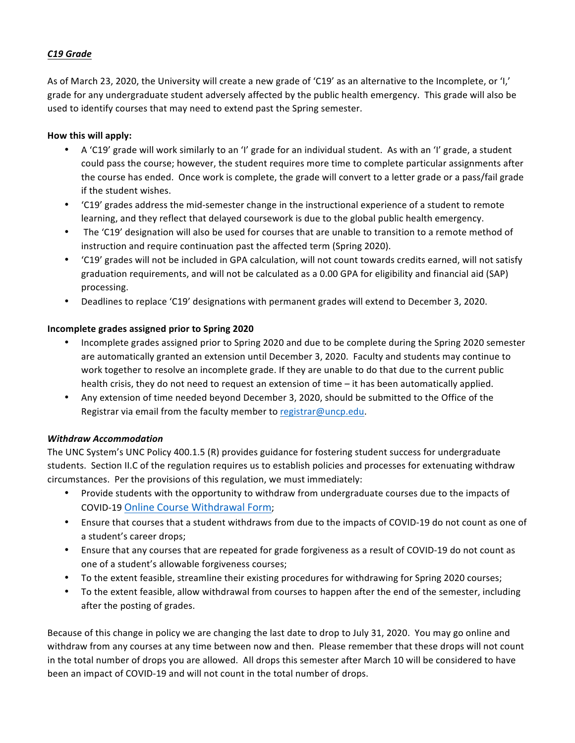***C19 Grade***

As of March 23, 2020, the University will create a new grade of 'C19' as an alternative to the Incomplete, or 'I,' grade for any undergraduate student adversely affected by the public health emergency. This grade will also be used to identify courses that may need to extend past the Spring semester.

**How this will apply:**

- A 'C19' grade will work similarly to an 'I' grade for an individual student. As with an 'I' grade, a student could pass the course; however, the student requires more time to complete particular assignments after the course has ended. Once work is complete, the grade will convert to a letter grade or a pass/fail grade if the student wishes.
- 'C19' grades address the mid-semester change in the instructional experience of a student to remote learning, and they reflect that delayed coursework is due to the global public health emergency.
- The 'C19' designation will also be used for courses that are unable to transition to a remote method of instruction and require continuation past the affected term (Spring 2020).
- 'C19' grades will not be included in GPA calculation, will not count towards credits earned, will not satisfy graduation requirements, and will not be calculated as a 0.00 GPA for eligibility and financial aid (SAP) processing.
- Deadlines to replace 'C19' designations with permanent grades will extend to December 3, 2020.

**Incomplete grades assigned prior to Spring 2020**

- Incomplete grades assigned prior to Spring 2020 and due to be complete during the Spring 2020 semester are automatically granted an extension until December 3, 2020. Faculty and students may continue to work together to resolve an incomplete grade. If they are unable to do that due to the current public health crisis, they do not need to request an extension of time – it has been automatically applied.
- Any extension of time needed beyond December 3, 2020, should be submitted to the Office of the Registrar via email from the faculty member to registrar@uncp.edu.

***Withdraw Accommodation***

The UNC System's UNC Policy 400.1.5 (R) provides guidance for fostering student success for undergraduate students. Section II.C of the regulation requires us to establish policies and processes for extenuating withdraw circumstances. Per the provisions of this regulation, we must immediately:

- Provide students with the opportunity to withdraw from undergraduate courses due to the impacts of COVID-19 Online Course Withdrawal Form;
- Ensure that courses that a student withdraws from due to the impacts of COVID-19 do not count as one of a student's career drops;
- Ensure that any courses that are repeated for grade forgiveness as a result of COVID-19 do not count as one of a student's allowable forgiveness courses;
- To the extent feasible, streamline their existing procedures for withdrawing for Spring 2020 courses;
- To the extent feasible, allow withdrawal from courses to happen after the end of the semester, including after the posting of grades.

Because of this change in policy we are changing the last date to drop to July 31, 2020. You may go online and withdraw from any courses at any time between now and then. Please remember that these drops will not count in the total number of drops you are allowed. All drops this semester after March 10 will be considered to have been an impact of COVID-19 and will not count in the total number of drops.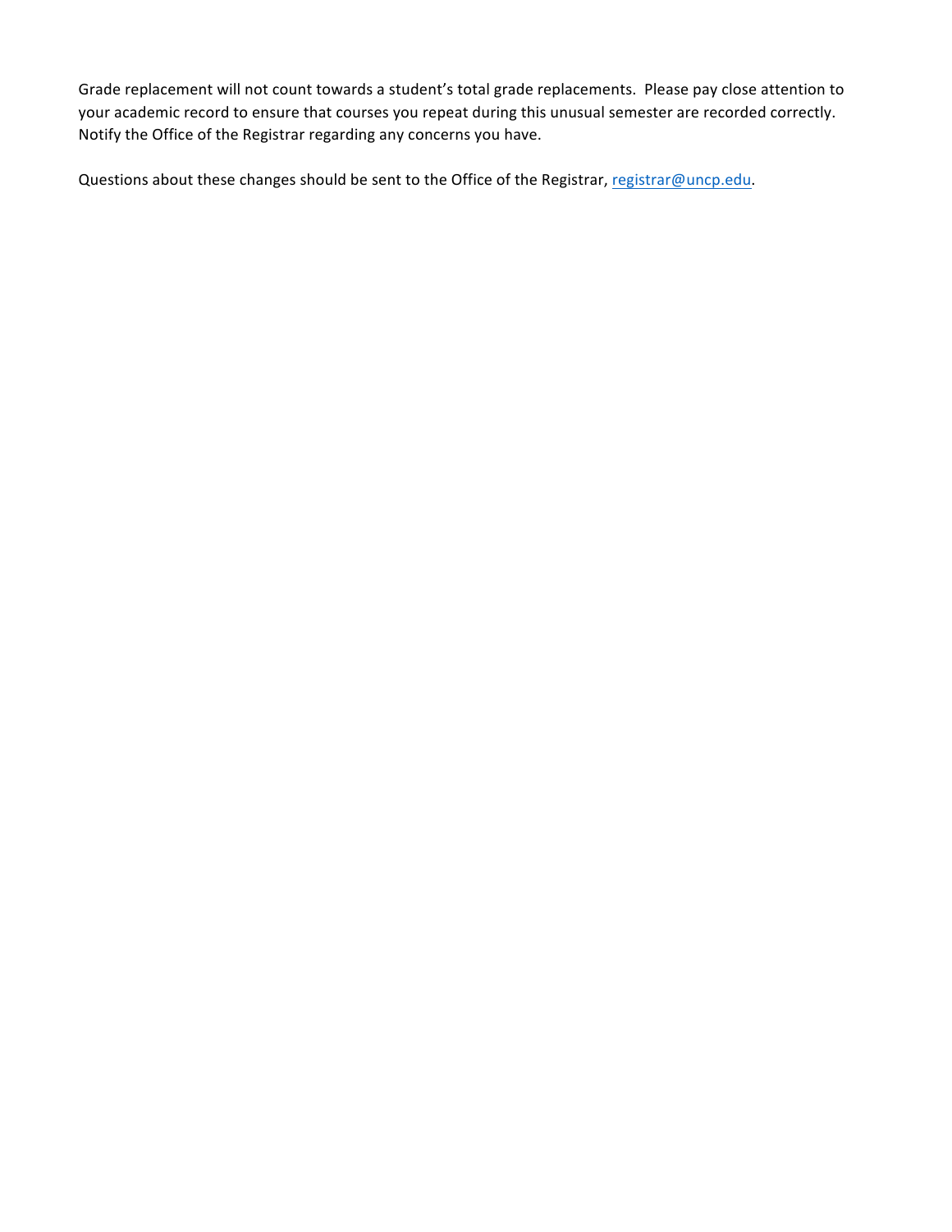Grade replacement will not count towards a student's total grade replacements. Please pay close attention to your academic record to ensure that courses you repeat during this unusual semester are recorded correctly. Notify the Office of the Registrar regarding any concerns you have.

Questions about these changes should be sent to the Office of the Registrar, registrar@uncp.edu.